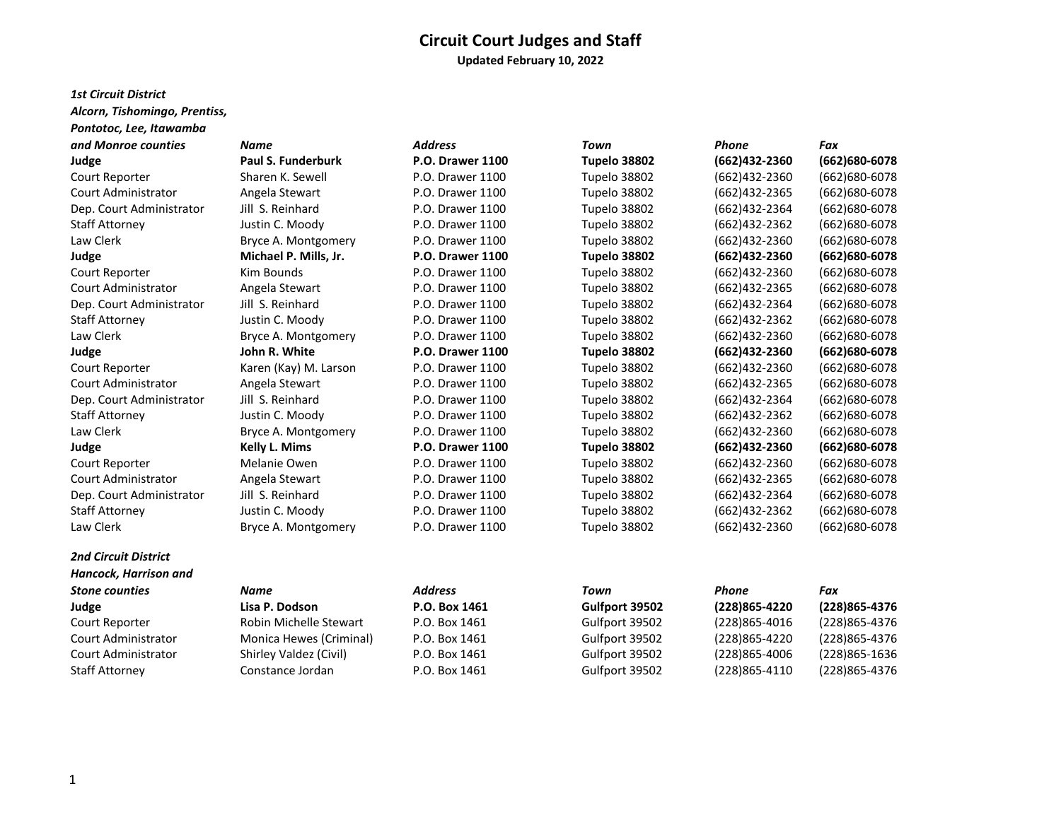# Circuit Court Judges and Staff

**Updated February 10, 2022**

***1st Circuit District***
***Alcorn, Tishomingo, Prentiss, Pontotoc, Lee, Itawamba and Monroe counties***

| ***and Monroe counties*** | ***Name*** | ***Address*** | ***Town*** | ***Phone*** | ***Fax*** |
|---|---|---|---|---|---|
| **Judge** | **Paul S. Funderburk** | **P.O. Drawer 1100** | **Tupelo 38802** | **(662)432-2360** | **(662)680-6078** |
| Court Reporter | Sharen K. Sewell | P.O. Drawer 1100 | Tupelo 38802 | (662)432-2360 | (662)680-6078 |
| Court Administrator | Angela Stewart | P.O. Drawer 1100 | Tupelo 38802 | (662)432-2365 | (662)680-6078 |
| Dep. Court Administrator | Jill S. Reinhard | P.O. Drawer 1100 | Tupelo 38802 | (662)432-2364 | (662)680-6078 |
| Staff Attorney | Justin C. Moody | P.O. Drawer 1100 | Tupelo 38802 | (662)432-2362 | (662)680-6078 |
| Law Clerk | Bryce A. Montgomery | P.O. Drawer 1100 | Tupelo 38802 | (662)432-2360 | (662)680-6078 |
| **Judge** | **Michael P. Mills, Jr.** | **P.O. Drawer 1100** | **Tupelo 38802** | **(662)432-2360** | **(662)680-6078** |
| Court Reporter | Kim Bounds | P.O. Drawer 1100 | Tupelo 38802 | (662)432-2360 | (662)680-6078 |
| Court Administrator | Angela Stewart | P.O. Drawer 1100 | Tupelo 38802 | (662)432-2365 | (662)680-6078 |
| Dep. Court Administrator | Jill S. Reinhard | P.O. Drawer 1100 | Tupelo 38802 | (662)432-2364 | (662)680-6078 |
| Staff Attorney | Justin C. Moody | P.O. Drawer 1100 | Tupelo 38802 | (662)432-2362 | (662)680-6078 |
| Law Clerk | Bryce A. Montgomery | P.O. Drawer 1100 | Tupelo 38802 | (662)432-2360 | (662)680-6078 |
| **Judge** | **John R. White** | **P.O. Drawer 1100** | **Tupelo 38802** | **(662)432-2360** | **(662)680-6078** |
| Court Reporter | Karen (Kay) M. Larson | P.O. Drawer 1100 | Tupelo 38802 | (662)432-2360 | (662)680-6078 |
| Court Administrator | Angela Stewart | P.O. Drawer 1100 | Tupelo 38802 | (662)432-2365 | (662)680-6078 |
| Dep. Court Administrator | Jill S. Reinhard | P.O. Drawer 1100 | Tupelo 38802 | (662)432-2364 | (662)680-6078 |
| Staff Attorney | Justin C. Moody | P.O. Drawer 1100 | Tupelo 38802 | (662)432-2362 | (662)680-6078 |
| Law Clerk | Bryce A. Montgomery | P.O. Drawer 1100 | Tupelo 38802 | (662)432-2360 | (662)680-6078 |
| **Judge** | **Kelly L. Mims** | **P.O. Drawer 1100** | **Tupelo 38802** | **(662)432-2360** | **(662)680-6078** |
| Court Reporter | Melanie Owen | P.O. Drawer 1100 | Tupelo 38802 | (662)432-2360 | (662)680-6078 |
| Court Administrator | Angela Stewart | P.O. Drawer 1100 | Tupelo 38802 | (662)432-2365 | (662)680-6078 |
| Dep. Court Administrator | Jill S. Reinhard | P.O. Drawer 1100 | Tupelo 38802 | (662)432-2364 | (662)680-6078 |
| Staff Attorney | Justin C. Moody | P.O. Drawer 1100 | Tupelo 38802 | (662)432-2362 | (662)680-6078 |
| Law Clerk | Bryce A. Montgomery | P.O. Drawer 1100 | Tupelo 38802 | (662)432-2360 | (662)680-6078 |

***2nd Circuit District***
***Hancock, Harrison and Stone counties***

| ***Stone counties*** | ***Name*** | ***Address*** | ***Town*** | ***Phone*** | ***Fax*** |
|---|---|---|---|---|---|
| **Judge** | **Lisa P. Dodson** | **P.O. Box 1461** | **Gulfport 39502** | **(228)865-4220** | **(228)865-4376** |
| Court Reporter | Robin Michelle Stewart | P.O. Box 1461 | Gulfport 39502 | (228)865-4016 | (228)865-4376 |
| Court Administrator | Monica Hewes (Criminal) | P.O. Box 1461 | Gulfport 39502 | (228)865-4220 | (228)865-4376 |
| Court Administrator | Shirley Valdez (Civil) | P.O. Box 1461 | Gulfport 39502 | (228)865-4006 | (228)865-1636 |
| Staff Attorney | Constance Jordan | P.O. Box 1461 | Gulfport 39502 | (228)865-4110 | (228)865-4376 |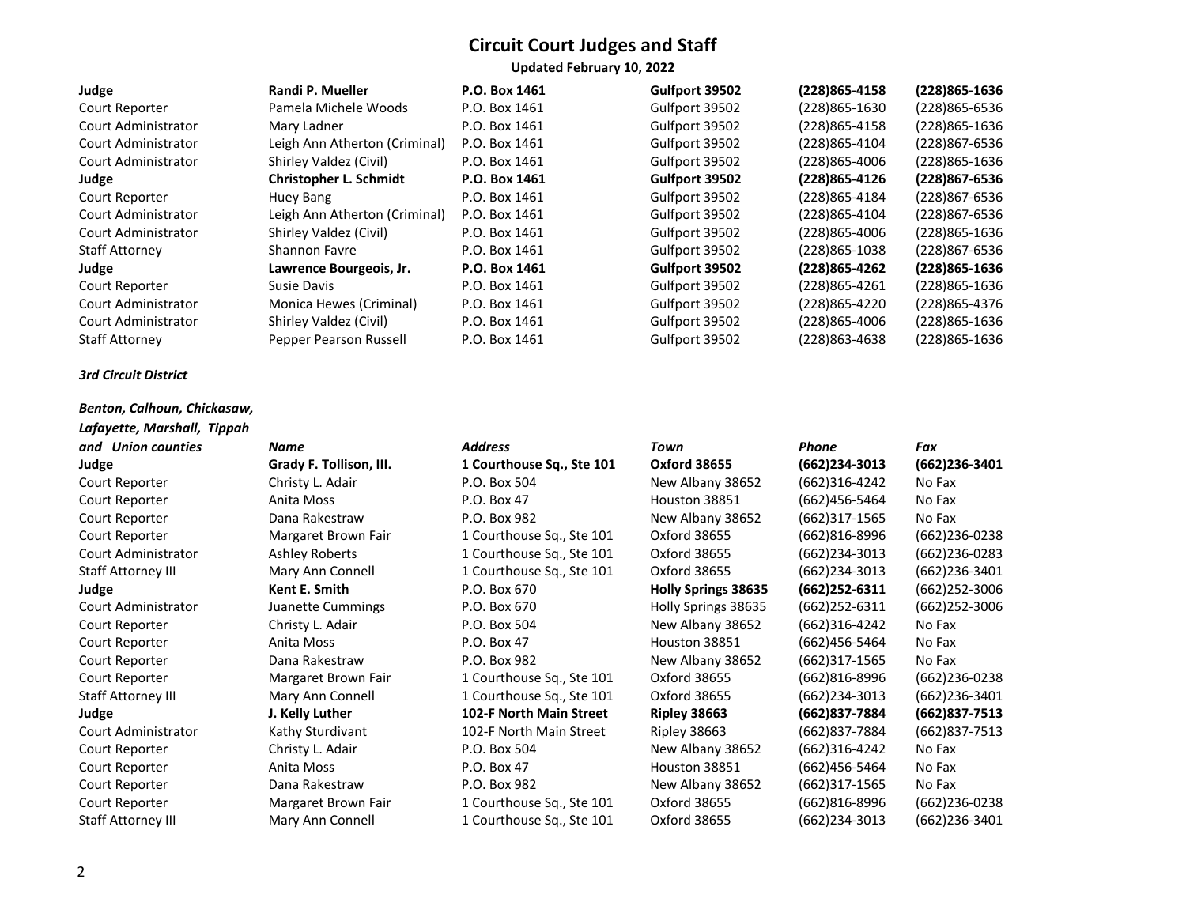# Circuit Court Judges and Staff

**Updated February 10, 2022**

| | | | | | |
|---|---|---|---|---|---|
| **Judge** | **Randi P. Mueller** | **P.O. Box 1461** | **Gulfport 39502** | **(228)865-4158** | **(228)865-1636** |
| Court Reporter | Pamela Michele Woods | P.O. Box 1461 | Gulfport 39502 | (228)865-1630 | (228)865-6536 |
| Court Administrator | Mary Ladner | P.O. Box 1461 | Gulfport 39502 | (228)865-4158 | (228)865-1636 |
| Court Administrator | Leigh Ann Atherton (Criminal) | P.O. Box 1461 | Gulfport 39502 | (228)865-4104 | (228)867-6536 |
| Court Administrator | Shirley Valdez (Civil) | P.O. Box 1461 | Gulfport 39502 | (228)865-4006 | (228)865-1636 |
| **Judge** | **Christopher L. Schmidt** | **P.O. Box 1461** | **Gulfport 39502** | **(228)865-4126** | **(228)867-6536** |
| Court Reporter | Huey Bang | P.O. Box 1461 | Gulfport 39502 | (228)865-4184 | (228)867-6536 |
| Court Administrator | Leigh Ann Atherton (Criminal) | P.O. Box 1461 | Gulfport 39502 | (228)865-4104 | (228)867-6536 |
| Court Administrator | Shirley Valdez (Civil) | P.O. Box 1461 | Gulfport 39502 | (228)865-4006 | (228)865-1636 |
| Staff Attorney | Shannon Favre | P.O. Box 1461 | Gulfport 39502 | (228)865-1038 | (228)867-6536 |
| **Judge** | **Lawrence Bourgeois, Jr.** | **P.O. Box 1461** | **Gulfport 39502** | **(228)865-4262** | **(228)865-1636** |
| Court Reporter | Susie Davis | P.O. Box 1461 | Gulfport 39502 | (228)865-4261 | (228)865-1636 |
| Court Administrator | Monica Hewes (Criminal) | P.O. Box 1461 | Gulfport 39502 | (228)865-4220 | (228)865-4376 |
| Court Administrator | Shirley Valdez (Civil) | P.O. Box 1461 | Gulfport 39502 | (228)865-4006 | (228)865-1636 |
| Staff Attorney | Pepper Pearson Russell | P.O. Box 1461 | Gulfport 39502 | (228)863-4638 | (228)865-1636 |

***3rd Circuit District***

| *Benton, Calhoun, Chickasaw, Lafayette, Marshall, Tippah and Union counties* | *Name* | *Address* | *Town* | *Phone* | *Fax* |
|---|---|---|---|---|---|
| **Judge** | **Grady F. Tollison, III.** | **1 Courthouse Sq., Ste 101** | **Oxford 38655** | **(662)234-3013** | **(662)236-3401** |
| Court Reporter | Christy L. Adair | P.O. Box 504 | New Albany 38652 | (662)316-4242 | No Fax |
| Court Reporter | Anita Moss | P.O. Box 47 | Houston 38851 | (662)456-5464 | No Fax |
| Court Reporter | Dana Rakestraw | P.O. Box 982 | New Albany 38652 | (662)317-1565 | No Fax |
| Court Reporter | Margaret Brown Fair | 1 Courthouse Sq., Ste 101 | Oxford 38655 | (662)816-8996 | (662)236-0238 |
| Court Administrator | Ashley Roberts | 1 Courthouse Sq., Ste 101 | Oxford 38655 | (662)234-3013 | (662)236-0283 |
| Staff Attorney III | Mary Ann Connell | 1 Courthouse Sq., Ste 101 | Oxford 38655 | (662)234-3013 | (662)236-3401 |
| **Judge** | **Kent E. Smith** | P.O. Box 670 | **Holly Springs 38635** | **(662)252-6311** | (662)252-3006 |
| Court Administrator | Juanette Cummings | P.O. Box 670 | Holly Springs 38635 | (662)252-6311 | (662)252-3006 |
| Court Reporter | Christy L. Adair | P.O. Box 504 | New Albany 38652 | (662)316-4242 | No Fax |
| Court Reporter | Anita Moss | P.O. Box 47 | Houston 38851 | (662)456-5464 | No Fax |
| Court Reporter | Dana Rakestraw | P.O. Box 982 | New Albany 38652 | (662)317-1565 | No Fax |
| Court Reporter | Margaret Brown Fair | 1 Courthouse Sq., Ste 101 | Oxford 38655 | (662)816-8996 | (662)236-0238 |
| Staff Attorney III | Mary Ann Connell | 1 Courthouse Sq., Ste 101 | Oxford 38655 | (662)234-3013 | (662)236-3401 |
| **Judge** | **J. Kelly Luther** | **102-F North Main Street** | **Ripley 38663** | **(662)837-7884** | **(662)837-7513** |
| Court Administrator | Kathy Sturdivant | 102-F North Main Street | Ripley 38663 | (662)837-7884 | (662)837-7513 |
| Court Reporter | Christy L. Adair | P.O. Box 504 | New Albany 38652 | (662)316-4242 | No Fax |
| Court Reporter | Anita Moss | P.O. Box 47 | Houston 38851 | (662)456-5464 | No Fax |
| Court Reporter | Dana Rakestraw | P.O. Box 982 | New Albany 38652 | (662)317-1565 | No Fax |
| Court Reporter | Margaret Brown Fair | 1 Courthouse Sq., Ste 101 | Oxford 38655 | (662)816-8996 | (662)236-0238 |
| Staff Attorney III | Mary Ann Connell | 1 Courthouse Sq., Ste 101 | Oxford 38655 | (662)234-3013 | (662)236-3401 |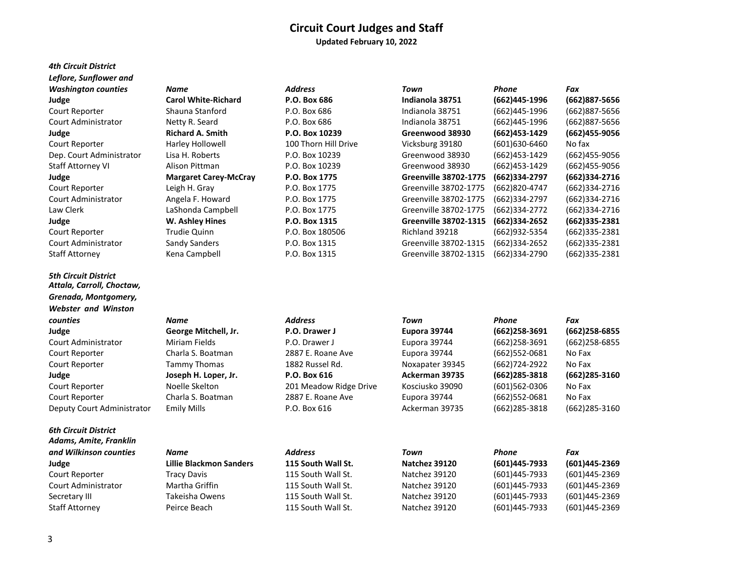# Circuit Court Judges and Staff

**Updated February 10, 2022**

| *4th Circuit District Leflore, Sunflower and Washington counties* | *Name* | *Address* | *Town* | *Phone* | *Fax* |
|---|---|---|---|---|---|
| **Judge** | **Carol White-Richard** | **P.O. Box 686** | **Indianola 38751** | **(662)445-1996** | **(662)887-5656** |
| Court Reporter | Shauna Stanford | P.O. Box 686 | Indianola 38751 | (662)445-1996 | (662)887-5656 |
| Court Administrator | Netty R. Seard | P.O. Box 686 | Indianola 38751 | (662)445-1996 | (662)887-5656 |
| **Judge** | **Richard A. Smith** | **P.O. Box 10239** | **Greenwood 38930** | **(662)453-1429** | **(662)455-9056** |
| Court Reporter | Harley Hollowell | 100 Thorn Hill Drive | Vicksburg 39180 | (601)630-6460 | No fax |
| Dep. Court Administrator | Lisa H. Roberts | P.O. Box 10239 | Greenwood 38930 | (662)453-1429 | (662)455-9056 |
| Staff Attorney VI | Alison Pittman | P.O. Box 10239 | Greenwood 38930 | (662)453-1429 | (662)455-9056 |
| **Judge** | **Margaret Carey-McCray** | **P.O. Box 1775** | **Greenville 38702-1775** | **(662)334-2797** | **(662)334-2716** |
| Court Reporter | Leigh H. Gray | P.O. Box 1775 | Greenville 38702-1775 | (662)820-4747 | (662)334-2716 |
| Court Administrator | Angela F. Howard | P.O. Box 1775 | Greenville 38702-1775 | (662)334-2797 | (662)334-2716 |
| Law Clerk | LaShonda Campbell | P.O. Box 1775 | Greenville 38702-1775 | (662)334-2772 | (662)334-2716 |
| **Judge** | **W. Ashley Hines** | **P.O. Box 1315** | **Greenville 38702-1315** | **(662)334-2652** | **(662)335-2381** |
| Court Reporter | Trudie Quinn | P.O. Box 180506 | Richland 39218 | (662)932-5354 | (662)335-2381 |
| Court Administrator | Sandy Sanders | P.O. Box 1315 | Greenville 38702-1315 | (662)334-2652 | (662)335-2381 |
| Staff Attorney | Kena Campbell | P.O. Box 1315 | Greenville 38702-1315 | (662)334-2790 | (662)335-2381 |

| *5th Circuit District Attala, Carroll, Choctaw, Grenada, Montgomery, Webster and Winston counties* | *Name* | *Address* | *Town* | *Phone* | *Fax* |
|---|---|---|---|---|---|
| **Judge** | **George Mitchell, Jr.** | **P.O. Drawer J** | **Eupora 39744** | **(662)258-3691** | **(662)258-6855** |
| Court Administrator | Miriam Fields | P.O. Drawer J | Eupora 39744 | (662)258-3691 | (662)258-6855 |
| Court Reporter | Charla S. Boatman | 2887 E. Roane Ave | Eupora 39744 | (662)552-0681 | No Fax |
| Court Reporter | Tammy Thomas | 1882 Russel Rd. | Noxapater 39345 | (662)724-2922 | No Fax |
| **Judge** | **Joseph H. Loper, Jr.** | **P.O. Box 616** | **Ackerman 39735** | **(662)285-3818** | **(662)285-3160** |
| Court Reporter | Noelle Skelton | 201 Meadow Ridge Drive | Kosciusko 39090 | (601)562-0306 | No Fax |
| Court Reporter | Charla S. Boatman | 2887 E. Roane Ave | Eupora 39744 | (662)552-0681 | No Fax |
| Deputy Court Administrator | Emily Mills | P.O. Box 616 | Ackerman 39735 | (662)285-3818 | (662)285-3160 |

| *6th Circuit District Adams, Amite, Franklin and Wilkinson counties* | *Name* | *Address* | *Town* | *Phone* | *Fax* |
|---|---|---|---|---|---|
| **Judge** | **Lillie Blackmon Sanders** | **115 South Wall St.** | **Natchez 39120** | **(601)445-7933** | **(601)445-2369** |
| Court Reporter | Tracy Davis | 115 South Wall St. | Natchez 39120 | (601)445-7933 | (601)445-2369 |
| Court Administrator | Martha Griffin | 115 South Wall St. | Natchez 39120 | (601)445-7933 | (601)445-2369 |
| Secretary III | Takeisha Owens | 115 South Wall St. | Natchez 39120 | (601)445-7933 | (601)445-2369 |
| Staff Attorney | Peirce Beach | 115 South Wall St. | Natchez 39120 | (601)445-7933 | (601)445-2369 |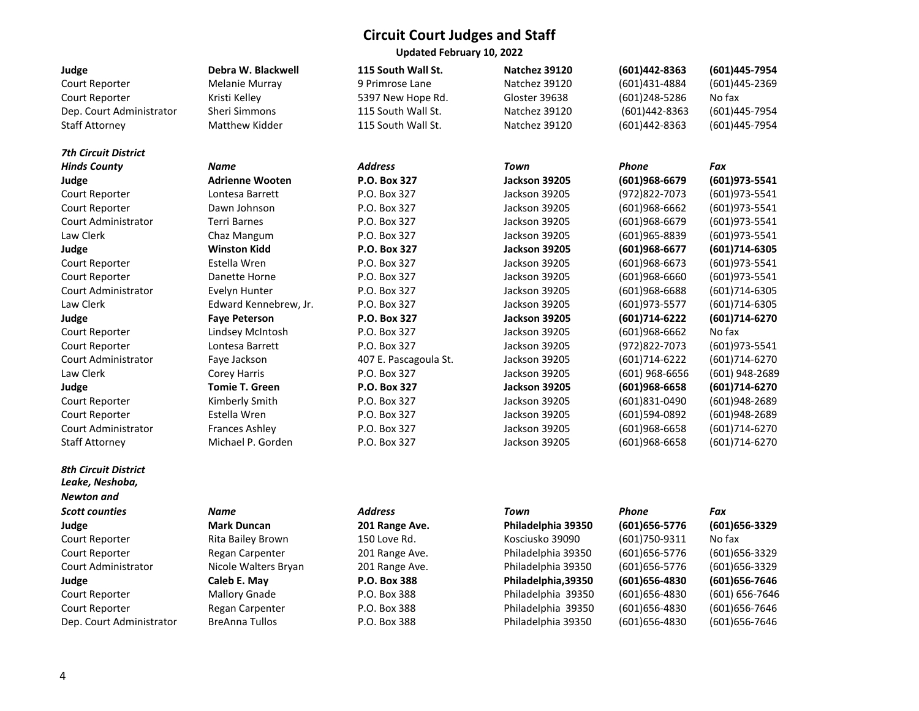# Circuit Court Judges and Staff

**Updated February 10, 2022**

| | | | | | |
|---|---|---|---|---|---|
| **Judge** | **Debra W. Blackwell** | **115 South Wall St.** | **Natchez 39120** | **(601)442-8363** | **(601)445-7954** |
| Court Reporter | Melanie Murray | 9 Primrose Lane | Natchez 39120 | (601)431-4884 | (601)445-2369 |
| Court Reporter | Kristi Kelley | 5397 New Hope Rd. | Gloster 39638 | (601)248-5286 | No fax |
| Dep. Court Administrator | Sheri Simmons | 115 South Wall St. | Natchez 39120 | (601)442-8363 | (601)445-7954 |
| Staff Attorney | Matthew Kidder | 115 South Wall St. | Natchez 39120 | (601)442-8363 | (601)445-7954 |

| ***7th Circuit District*** ***Hinds County*** | ***Name*** | ***Address*** | ***Town*** | ***Phone*** | ***Fax*** |
|---|---|---|---|---|---|
| **Judge** | **Adrienne Wooten** | **P.O. Box 327** | **Jackson 39205** | **(601)968-6679** | **(601)973-5541** |
| Court Reporter | Lontesa Barrett | P.O. Box 327 | Jackson 39205 | (972)822-7073 | (601)973-5541 |
| Court Reporter | Dawn Johnson | P.O. Box 327 | Jackson 39205 | (601)968-6662 | (601)973-5541 |
| Court Administrator | Terri Barnes | P.O. Box 327 | Jackson 39205 | (601)968-6679 | (601)973-5541 |
| Law Clerk | Chaz Mangum | P.O. Box 327 | Jackson 39205 | (601)965-8839 | (601)973-5541 |
| **Judge** | **Winston Kidd** | **P.O. Box 327** | **Jackson 39205** | **(601)968-6677** | **(601)714-6305** |
| Court Reporter | Estella Wren | P.O. Box 327 | Jackson 39205 | (601)968-6673 | (601)973-5541 |
| Court Reporter | Danette Horne | P.O. Box 327 | Jackson 39205 | (601)968-6660 | (601)973-5541 |
| Court Administrator | Evelyn Hunter | P.O. Box 327 | Jackson 39205 | (601)968-6688 | (601)714-6305 |
| Law Clerk | Edward Kennebrew, Jr. | P.O. Box 327 | Jackson 39205 | (601)973-5577 | (601)714-6305 |
| **Judge** | **Faye Peterson** | **P.O. Box 327** | **Jackson 39205** | **(601)714-6222** | **(601)714-6270** |
| Court Reporter | Lindsey McIntosh | P.O. Box 327 | Jackson 39205 | (601)968-6662 | No fax |
| Court Reporter | Lontesa Barrett | P.O. Box 327 | Jackson 39205 | (972)822-7073 | (601)973-5541 |
| Court Administrator | Faye Jackson | 407 E. Pascagoula St. | Jackson 39205 | (601)714-6222 | (601)714-6270 |
| Law Clerk | Corey Harris | P.O. Box 327 | Jackson 39205 | (601) 968-6656 | (601) 948-2689 |
| **Judge** | **Tomie T. Green** | **P.O. Box 327** | **Jackson 39205** | **(601)968-6658** | **(601)714-6270** |
| Court Reporter | Kimberly Smith | P.O. Box 327 | Jackson 39205 | (601)831-0490 | (601)948-2689 |
| Court Reporter | Estella Wren | P.O. Box 327 | Jackson 39205 | (601)594-0892 | (601)948-2689 |
| Court Administrator | Frances Ashley | P.O. Box 327 | Jackson 39205 | (601)968-6658 | (601)714-6270 |
| Staff Attorney | Michael P. Gorden | P.O. Box 327 | Jackson 39205 | (601)968-6658 | (601)714-6270 |

| ***8th Circuit District*** ***Leake, Neshoba, Newton and Scott counties*** | ***Name*** | ***Address*** | ***Town*** | ***Phone*** | ***Fax*** |
|---|---|---|---|---|---|
| **Judge** | **Mark Duncan** | **201 Range Ave.** | **Philadelphia 39350** | **(601)656-5776** | **(601)656-3329** |
| Court Reporter | Rita Bailey Brown | 150 Love Rd. | Kosciusko 39090 | (601)750-9311 | No fax |
| Court Reporter | Regan Carpenter | 201 Range Ave. | Philadelphia 39350 | (601)656-5776 | (601)656-3329 |
| Court Administrator | Nicole Walters Bryan | 201 Range Ave. | Philadelphia 39350 | (601)656-5776 | (601)656-3329 |
| **Judge** | **Caleb E. May** | **P.O. Box 388** | **Philadelphia,39350** | **(601)656-4830** | **(601)656-7646** |
| Court Reporter | Mallory Gnade | P.O. Box 388 | Philadelphia 39350 | (601)656-4830 | (601) 656-7646 |
| Court Reporter | Regan Carpenter | P.O. Box 388 | Philadelphia 39350 | (601)656-4830 | (601)656-7646 |
| Dep. Court Administrator | BreAnna Tullos | P.O. Box 388 | Philadelphia 39350 | (601)656-4830 | (601)656-7646 |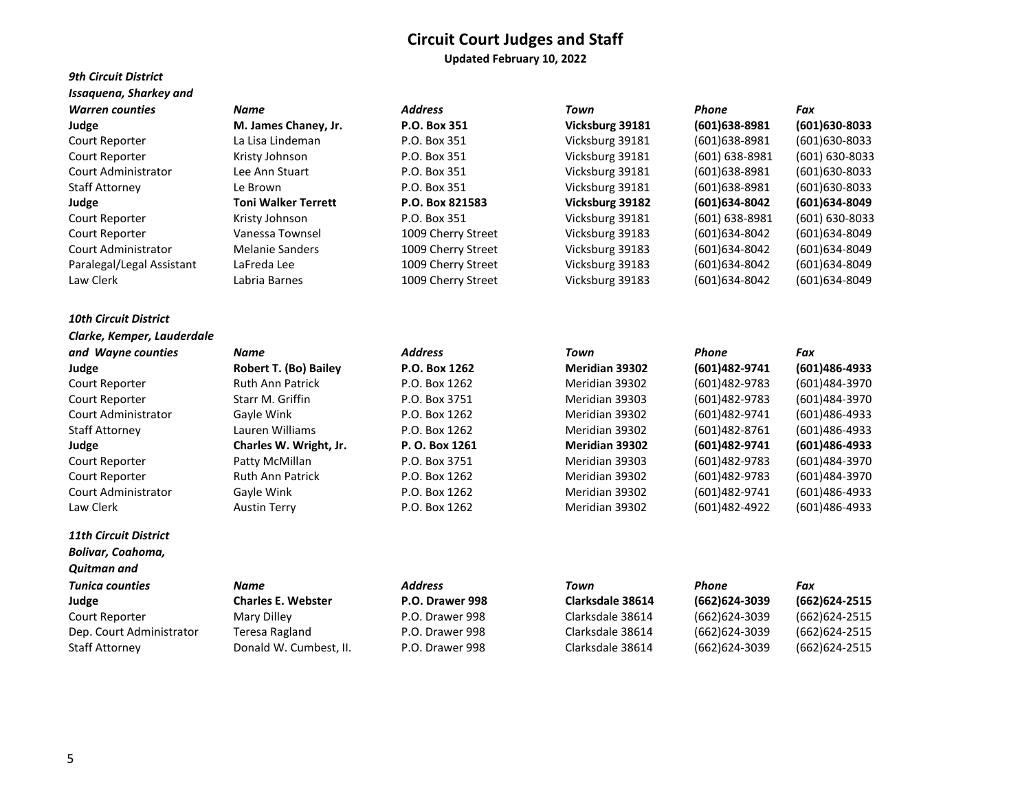# Circuit Court Judges and Staff

**Updated February 10, 2022**

| ***9th Circuit District Issaquena, Sharkey and Warren counties*** | ***Name*** | ***Address*** | ***Town*** | ***Phone*** | ***Fax*** |
|---|---|---|---|---|---|
| **Judge** | **M. James Chaney, Jr.** | **P.O. Box 351** | **Vicksburg 39181** | **(601)638-8981** | **(601)630-8033** |
| Court Reporter | La Lisa Lindeman | P.O. Box 351 | Vicksburg 39181 | (601)638-8981 | (601)630-8033 |
| Court Reporter | Kristy Johnson | P.O. Box 351 | Vicksburg 39181 | (601) 638-8981 | (601) 630-8033 |
| Court Administrator | Lee Ann Stuart | P.O. Box 351 | Vicksburg 39181 | (601)638-8981 | (601)630-8033 |
| Staff Attorney | Le Brown | P.O. Box 351 | Vicksburg 39181 | (601)638-8981 | (601)630-8033 |
| **Judge** | **Toni Walker Terrett** | **P.O. Box 821583** | **Vicksburg 39182** | **(601)634-8042** | **(601)634-8049** |
| Court Reporter | Kristy Johnson | P.O. Box 351 | Vicksburg 39181 | (601) 638-8981 | (601) 630-8033 |
| Court Reporter | Vanessa Townsel | 1009 Cherry Street | Vicksburg 39183 | (601)634-8042 | (601)634-8049 |
| Court Administrator | Melanie Sanders | 1009 Cherry Street | Vicksburg 39183 | (601)634-8042 | (601)634-8049 |
| Paralegal/Legal Assistant | LaFreda Lee | 1009 Cherry Street | Vicksburg 39183 | (601)634-8042 | (601)634-8049 |
| Law Clerk | Labria Barnes | 1009 Cherry Street | Vicksburg 39183 | (601)634-8042 | (601)634-8049 |

| ***10th Circuit District Clarke, Kemper, Lauderdale and Wayne counties*** | ***Name*** | ***Address*** | ***Town*** | ***Phone*** | ***Fax*** |
|---|---|---|---|---|---|
| **Judge** | **Robert T. (Bo) Bailey** | **P.O. Box 1262** | **Meridian 39302** | **(601)482-9741** | **(601)486-4933** |
| Court Reporter | Ruth Ann Patrick | P.O. Box 1262 | Meridian 39302 | (601)482-9783 | (601)484-3970 |
| Court Reporter | Starr M. Griffin | P.O. Box 3751 | Meridian 39303 | (601)482-9783 | (601)484-3970 |
| Court Administrator | Gayle Wink | P.O. Box 1262 | Meridian 39302 | (601)482-9741 | (601)486-4933 |
| Staff Attorney | Lauren Williams | P.O. Box 1262 | Meridian 39302 | (601)482-8761 | (601)486-4933 |
| **Judge** | **Charles W. Wright, Jr.** | **P. O. Box 1261** | **Meridian 39302** | **(601)482-9741** | **(601)486-4933** |
| Court Reporter | Patty McMillan | P.O. Box 3751 | Meridian 39303 | (601)482-9783 | (601)484-3970 |
| Court Reporter | Ruth Ann Patrick | P.O. Box 1262 | Meridian 39302 | (601)482-9783 | (601)484-3970 |
| Court Administrator | Gayle Wink | P.O. Box 1262 | Meridian 39302 | (601)482-9741 | (601)486-4933 |
| Law Clerk | Austin Terry | P.O. Box 1262 | Meridian 39302 | (601)482-4922 | (601)486-4933 |

| ***11th Circuit District Bolivar, Coahoma, Quitman and Tunica counties*** | ***Name*** | ***Address*** | ***Town*** | ***Phone*** | ***Fax*** |
|---|---|---|---|---|---|
| **Judge** | **Charles E. Webster** | **P.O. Drawer 998** | **Clarksdale 38614** | **(662)624-3039** | **(662)624-2515** |
| Court Reporter | Mary Dilley | P.O. Drawer 998 | Clarksdale 38614 | (662)624-3039 | (662)624-2515 |
| Dep. Court Administrator | Teresa Ragland | P.O. Drawer 998 | Clarksdale 38614 | (662)624-3039 | (662)624-2515 |
| Staff Attorney | Donald W. Cumbest, II. | P.O. Drawer 998 | Clarksdale 38614 | (662)624-3039 | (662)624-2515 |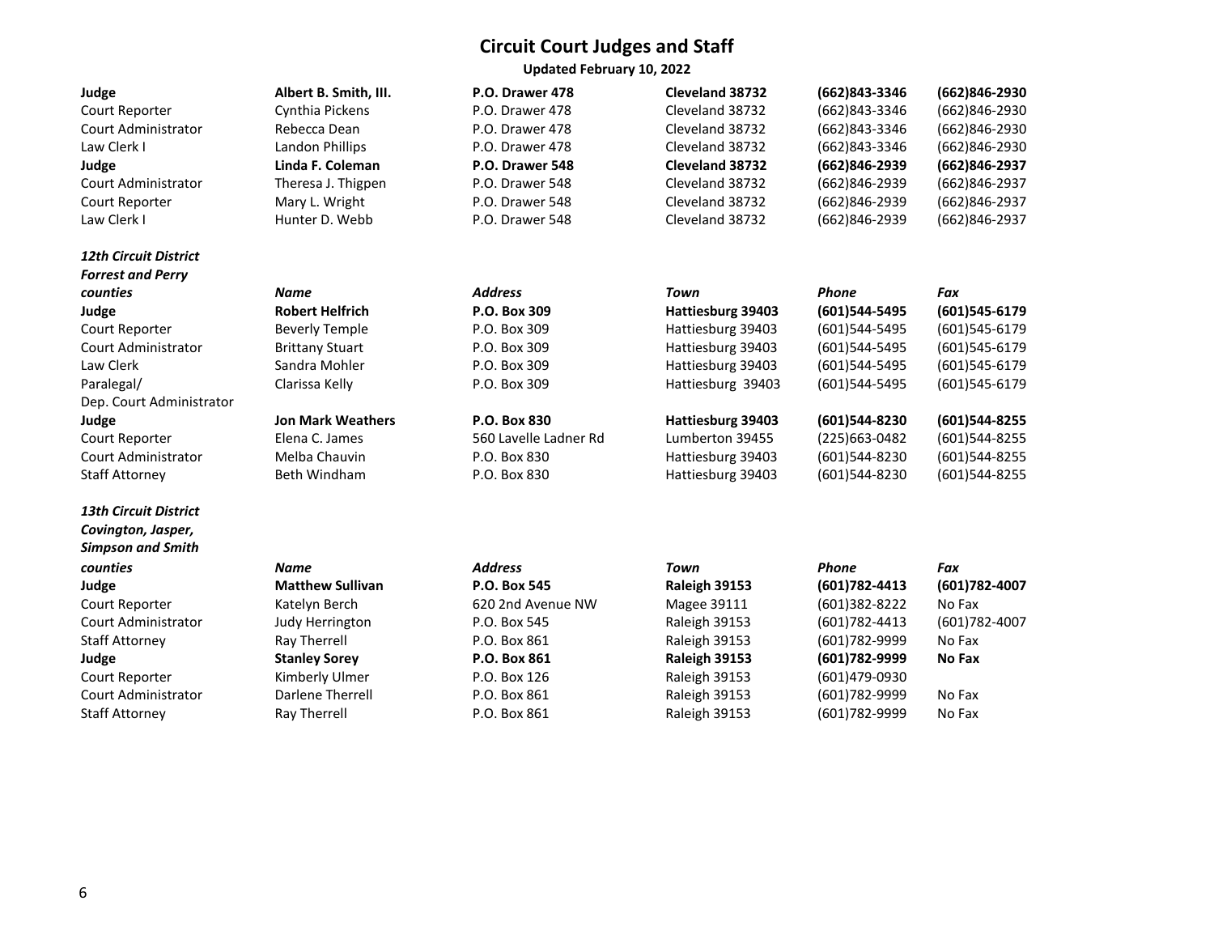# Circuit Court Judges and Staff

**Updated February 10, 2022**

| | | | | | |
|---|---|---|---|---|---|
| **Judge** | **Albert B. Smith, III.** | **P.O. Drawer 478** | **Cleveland 38732** | **(662)843-3346** | **(662)846-2930** |
| Court Reporter | Cynthia Pickens | P.O. Drawer 478 | Cleveland 38732 | (662)843-3346 | (662)846-2930 |
| Court Administrator | Rebecca Dean | P.O. Drawer 478 | Cleveland 38732 | (662)843-3346 | (662)846-2930 |
| Law Clerk I | Landon Phillips | P.O. Drawer 478 | Cleveland 38732 | (662)843-3346 | (662)846-2930 |
| **Judge** | **Linda F. Coleman** | **P.O. Drawer 548** | **Cleveland 38732** | **(662)846-2939** | **(662)846-2937** |
| Court Administrator | Theresa J. Thigpen | P.O. Drawer 548 | Cleveland 38732 | (662)846-2939 | (662)846-2937 |
| Court Reporter | Mary L. Wright | P.O. Drawer 548 | Cleveland 38732 | (662)846-2939 | (662)846-2937 |
| Law Clerk I | Hunter D. Webb | P.O. Drawer 548 | Cleveland 38732 | (662)846-2939 | (662)846-2937 |

| ***12th Circuit District Forrest and Perry counties*** | ***Name*** | ***Address*** | ***Town*** | ***Phone*** | ***Fax*** |
|---|---|---|---|---|---|
| **Judge** | **Robert Helfrich** | **P.O. Box 309** | **Hattiesburg 39403** | **(601)544-5495** | **(601)545-6179** |
| Court Reporter | Beverly Temple | P.O. Box 309 | Hattiesburg 39403 | (601)544-5495 | (601)545-6179 |
| Court Administrator | Brittany Stuart | P.O. Box 309 | Hattiesburg 39403 | (601)544-5495 | (601)545-6179 |
| Law Clerk | Sandra Mohler | P.O. Box 309 | Hattiesburg 39403 | (601)544-5495 | (601)545-6179 |
| Paralegal/ Dep. Court Administrator | Clarissa Kelly | P.O. Box 309 | Hattiesburg 39403 | (601)544-5495 | (601)545-6179 |
| **Judge** | **Jon Mark Weathers** | **P.O. Box 830** | **Hattiesburg 39403** | **(601)544-8230** | **(601)544-8255** |
| Court Reporter | Elena C. James | 560 Lavelle Ladner Rd | Lumberton 39455 | (225)663-0482 | (601)544-8255 |
| Court Administrator | Melba Chauvin | P.O. Box 830 | Hattiesburg 39403 | (601)544-8230 | (601)544-8255 |
| Staff Attorney | Beth Windham | P.O. Box 830 | Hattiesburg 39403 | (601)544-8230 | (601)544-8255 |

| ***13th Circuit District Covington, Jasper, Simpson and Smith counties*** | ***Name*** | ***Address*** | ***Town*** | ***Phone*** | ***Fax*** |
|---|---|---|---|---|---|
| **Judge** | **Matthew Sullivan** | **P.O. Box 545** | **Raleigh 39153** | **(601)782-4413** | **(601)782-4007** |
| Court Reporter | Katelyn Berch | 620 2nd Avenue NW | Magee 39111 | (601)382-8222 | No Fax |
| Court Administrator | Judy Herrington | P.O. Box 545 | Raleigh 39153 | (601)782-4413 | (601)782-4007 |
| Staff Attorney | Ray Therrell | P.O. Box 861 | Raleigh 39153 | (601)782-9999 | No Fax |
| **Judge** | **Stanley Sorey** | **P.O. Box 861** | **Raleigh 39153** | **(601)782-9999** | **No Fax** |
| Court Reporter | Kimberly Ulmer | P.O. Box 126 | Raleigh 39153 | (601)479-0930 | |
| Court Administrator | Darlene Therrell | P.O. Box 861 | Raleigh 39153 | (601)782-9999 | No Fax |
| Staff Attorney | Ray Therrell | P.O. Box 861 | Raleigh 39153 | (601)782-9999 | No Fax |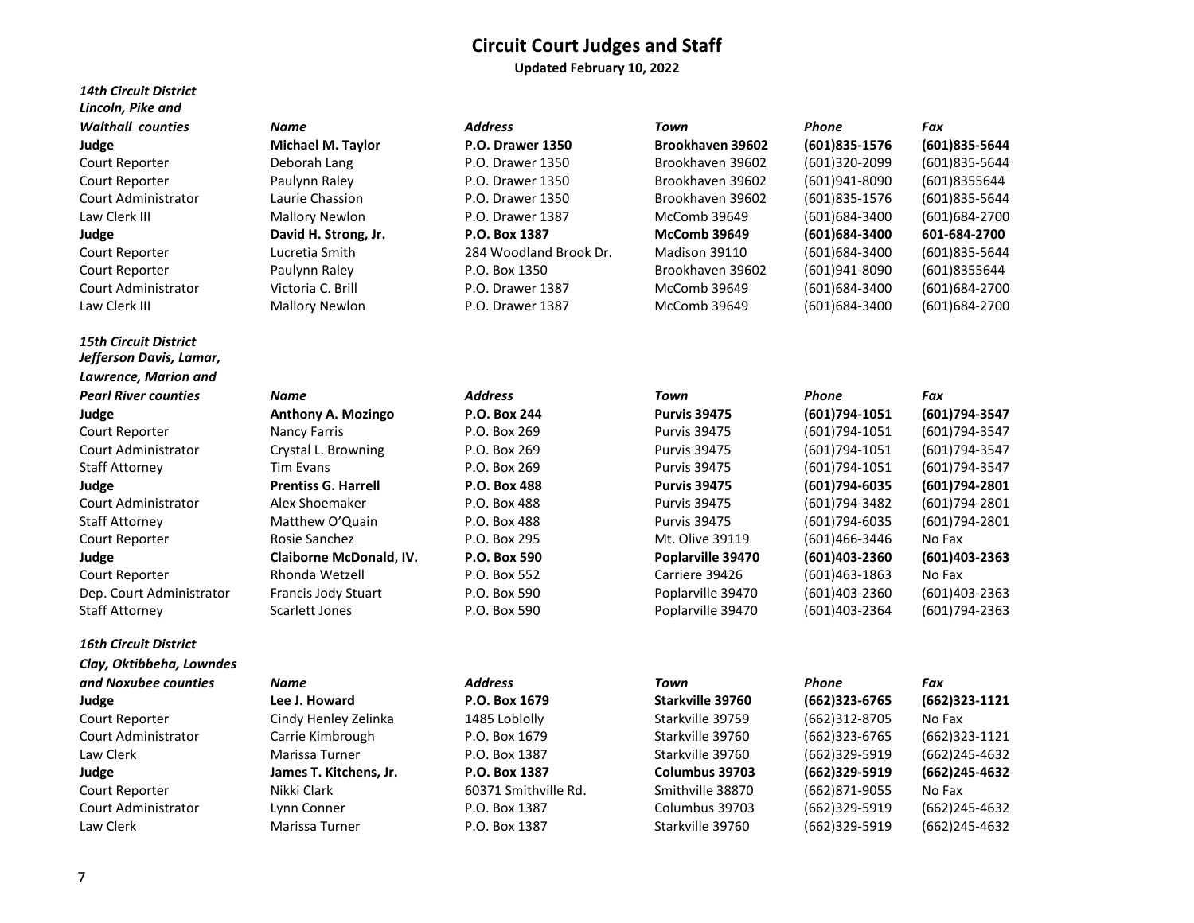# Circuit Court Judges and Staff

**Updated February 10, 2022**

| ***14th Circuit District Lincoln, Pike and Walthall counties*** | ***Name*** | ***Address*** | ***Town*** | ***Phone*** | ***Fax*** |
|---|---|---|---|---|---|
| **Judge** | **Michael M. Taylor** | **P.O. Drawer 1350** | **Brookhaven 39602** | **(601)835-1576** | **(601)835-5644** |
| Court Reporter | Deborah Lang | P.O. Drawer 1350 | Brookhaven 39602 | (601)320-2099 | (601)835-5644 |
| Court Reporter | Paulynn Raley | P.O. Drawer 1350 | Brookhaven 39602 | (601)941-8090 | (601)8355644 |
| Court Administrator | Laurie Chassion | P.O. Drawer 1350 | Brookhaven 39602 | (601)835-1576 | (601)835-5644 |
| Law Clerk III | Mallory Newlon | P.O. Drawer 1387 | McComb 39649 | (601)684-3400 | (601)684-2700 |
| **Judge** | **David H. Strong, Jr.** | **P.O. Box 1387** | **McComb 39649** | **(601)684-3400** | **601-684-2700** |
| Court Reporter | Lucretia Smith | 284 Woodland Brook Dr. | Madison 39110 | (601)684-3400 | (601)835-5644 |
| Court Reporter | Paulynn Raley | P.O. Box 1350 | Brookhaven 39602 | (601)941-8090 | (601)8355644 |
| Court Administrator | Victoria C. Brill | P.O. Drawer 1387 | McComb 39649 | (601)684-3400 | (601)684-2700 |
| Law Clerk III | Mallory Newlon | P.O. Drawer 1387 | McComb 39649 | (601)684-3400 | (601)684-2700 |

| ***15th Circuit District Jefferson Davis, Lamar, Lawrence, Marion and Pearl River counties*** | ***Name*** | ***Address*** | ***Town*** | ***Phone*** | ***Fax*** |
|---|---|---|---|---|---|
| **Judge** | **Anthony A. Mozingo** | **P.O. Box 244** | **Purvis 39475** | **(601)794-1051** | **(601)794-3547** |
| Court Reporter | Nancy Farris | P.O. Box 269 | Purvis 39475 | (601)794-1051 | (601)794-3547 |
| Court Administrator | Crystal L. Browning | P.O. Box 269 | Purvis 39475 | (601)794-1051 | (601)794-3547 |
| Staff Attorney | Tim Evans | P.O. Box 269 | Purvis 39475 | (601)794-1051 | (601)794-3547 |
| **Judge** | **Prentiss G. Harrell** | **P.O. Box 488** | **Purvis 39475** | **(601)794-6035** | **(601)794-2801** |
| Court Administrator | Alex Shoemaker | P.O. Box 488 | Purvis 39475 | (601)794-3482 | (601)794-2801 |
| Staff Attorney | Matthew O'Quain | P.O. Box 488 | Purvis 39475 | (601)794-6035 | (601)794-2801 |
| Court Reporter | Rosie Sanchez | P.O. Box 295 | Mt. Olive 39119 | (601)466-3446 | No Fax |
| **Judge** | **Claiborne McDonald, IV.** | **P.O. Box 590** | **Poplarville 39470** | **(601)403-2360** | **(601)403-2363** |
| Court Reporter | Rhonda Wetzell | P.O. Box 552 | Carriere 39426 | (601)463-1863 | No Fax |
| Dep. Court Administrator | Francis Jody Stuart | P.O. Box 590 | Poplarville 39470 | (601)403-2360 | (601)403-2363 |
| Staff Attorney | Scarlett Jones | P.O. Box 590 | Poplarville 39470 | (601)403-2364 | (601)794-2363 |

| ***16th Circuit District Clay, Oktibbeha, Lowndes and Noxubee counties*** | ***Name*** | ***Address*** | ***Town*** | ***Phone*** | ***Fax*** |
|---|---|---|---|---|---|
| **Judge** | **Lee J. Howard** | **P.O. Box 1679** | **Starkville 39760** | **(662)323-6765** | **(662)323-1121** |
| Court Reporter | Cindy Henley Zelinka | 1485 Loblolly | Starkville 39759 | (662)312-8705 | No Fax |
| Court Administrator | Carrie Kimbrough | P.O. Box 1679 | Starkville 39760 | (662)323-6765 | (662)323-1121 |
| Law Clerk | Marissa Turner | P.O. Box 1387 | Starkville 39760 | (662)329-5919 | (662)245-4632 |
| **Judge** | **James T. Kitchens, Jr.** | **P.O. Box 1387** | **Columbus 39703** | **(662)329-5919** | **(662)245-4632** |
| Court Reporter | Nikki Clark | 60371 Smithville Rd. | Smithville 38870 | (662)871-9055 | No Fax |
| Court Administrator | Lynn Conner | P.O. Box 1387 | Columbus 39703 | (662)329-5919 | (662)245-4632 |
| Law Clerk | Marissa Turner | P.O. Box 1387 | Starkville 39760 | (662)329-5919 | (662)245-4632 |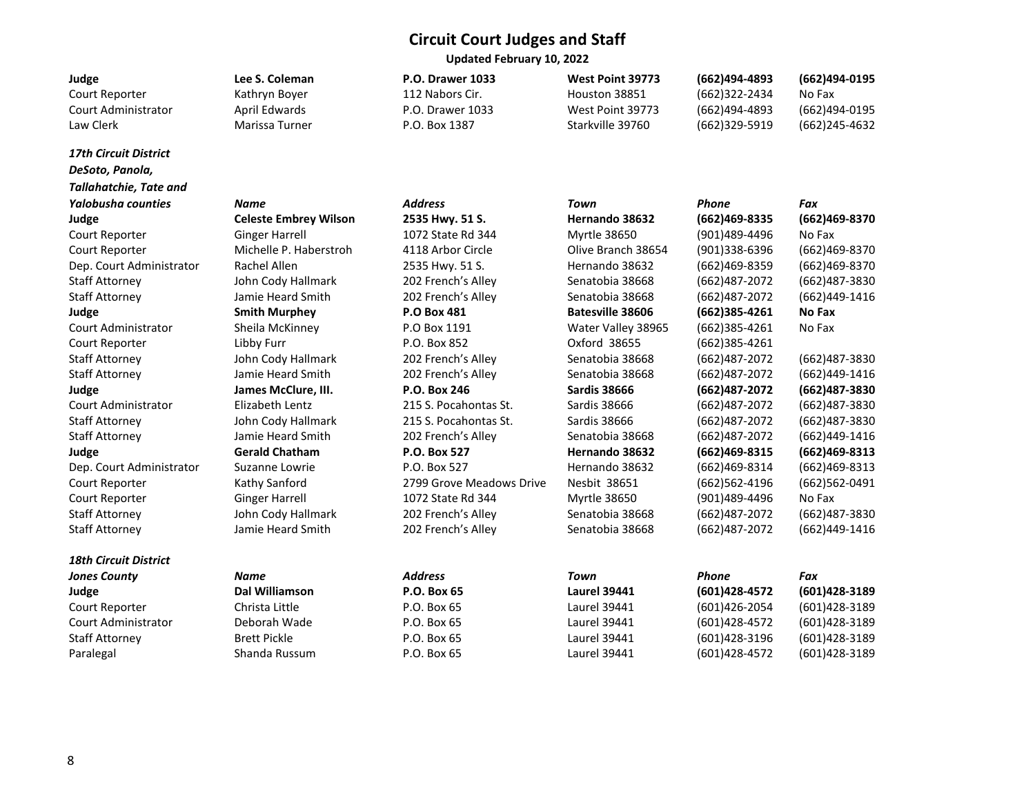# Circuit Court Judges and Staff

**Updated February 10, 2022**

| | | | | | |
|---|---|---|---|---|---|
| **Judge** | **Lee S. Coleman** | **P.O. Drawer 1033** | **West Point 39773** | **(662)494-4893** | **(662)494-0195** |
| Court Reporter | Kathryn Boyer | 112 Nabors Cir. | Houston 38851 | (662)322-2434 | No Fax |
| Court Administrator | April Edwards | P.O. Drawer 1033 | West Point 39773 | (662)494-4893 | (662)494-0195 |
| Law Clerk | Marissa Turner | P.O. Box 1387 | Starkville 39760 | (662)329-5919 | (662)245-4632 |

| *17th Circuit District DeSoto, Panola, Tallahatchie, Tate and Yalobusha counties* | *Name* | *Address* | *Town* | *Phone* | *Fax* |
|---|---|---|---|---|---|
| **Judge** | **Celeste Embrey Wilson** | **2535 Hwy. 51 S.** | **Hernando 38632** | **(662)469-8335** | **(662)469-8370** |
| Court Reporter | Ginger Harrell | 1072 State Rd 344 | Myrtle 38650 | (901)489-4496 | No Fax |
| Court Reporter | Michelle P. Haberstroh | 4118 Arbor Circle | Olive Branch 38654 | (901)338-6396 | (662)469-8370 |
| Dep. Court Administrator | Rachel Allen | 2535 Hwy. 51 S. | Hernando 38632 | (662)469-8359 | (662)469-8370 |
| Staff Attorney | John Cody Hallmark | 202 French's Alley | Senatobia 38668 | (662)487-2072 | (662)487-3830 |
| Staff Attorney | Jamie Heard Smith | 202 French's Alley | Senatobia 38668 | (662)487-2072 | (662)449-1416 |
| **Judge** | **Smith Murphey** | **P.O Box 481** | **Batesville 38606** | **(662)385-4261** | **No Fax** |
| Court Administrator | Sheila McKinney | P.O Box 1191 | Water Valley 38965 | (662)385-4261 | No Fax |
| Court Reporter | Libby Furr | P.O. Box 852 | Oxford 38655 | (662)385-4261 | |
| Staff Attorney | John Cody Hallmark | 202 French's Alley | Senatobia 38668 | (662)487-2072 | (662)487-3830 |
| Staff Attorney | Jamie Heard Smith | 202 French's Alley | Senatobia 38668 | (662)487-2072 | (662)449-1416 |
| **Judge** | **James McClure, III.** | **P.O. Box 246** | **Sardis 38666** | **(662)487-2072** | **(662)487-3830** |
| Court Administrator | Elizabeth Lentz | 215 S. Pocahontas St. | Sardis 38666 | (662)487-2072 | (662)487-3830 |
| Staff Attorney | John Cody Hallmark | 215 S. Pocahontas St. | Sardis 38666 | (662)487-2072 | (662)487-3830 |
| Staff Attorney | Jamie Heard Smith | 202 French's Alley | Senatobia 38668 | (662)487-2072 | (662)449-1416 |
| **Judge** | **Gerald Chatham** | **P.O. Box 527** | **Hernando 38632** | **(662)469-8315** | **(662)469-8313** |
| Dep. Court Administrator | Suzanne Lowrie | P.O. Box 527 | Hernando 38632 | (662)469-8314 | (662)469-8313 |
| Court Reporter | Kathy Sanford | 2799 Grove Meadows Drive | Nesbit 38651 | (662)562-4196 | (662)562-0491 |
| Court Reporter | Ginger Harrell | 1072 State Rd 344 | Myrtle 38650 | (901)489-4496 | No Fax |
| Staff Attorney | John Cody Hallmark | 202 French's Alley | Senatobia 38668 | (662)487-2072 | (662)487-3830 |
| Staff Attorney | Jamie Heard Smith | 202 French's Alley | Senatobia 38668 | (662)487-2072 | (662)449-1416 |

| *18th Circuit District Jones County* | *Name* | *Address* | *Town* | *Phone* | *Fax* |
|---|---|---|---|---|---|
| **Judge** | **Dal Williamson** | **P.O. Box 65** | **Laurel 39441** | **(601)428-4572** | **(601)428-3189** |
| Court Reporter | Christa Little | P.O. Box 65 | Laurel 39441 | (601)426-2054 | (601)428-3189 |
| Court Administrator | Deborah Wade | P.O. Box 65 | Laurel 39441 | (601)428-4572 | (601)428-3189 |
| Staff Attorney | Brett Pickle | P.O. Box 65 | Laurel 39441 | (601)428-3196 | (601)428-3189 |
| Paralegal | Shanda Russum | P.O. Box 65 | Laurel 39441 | (601)428-4572 | (601)428-3189 |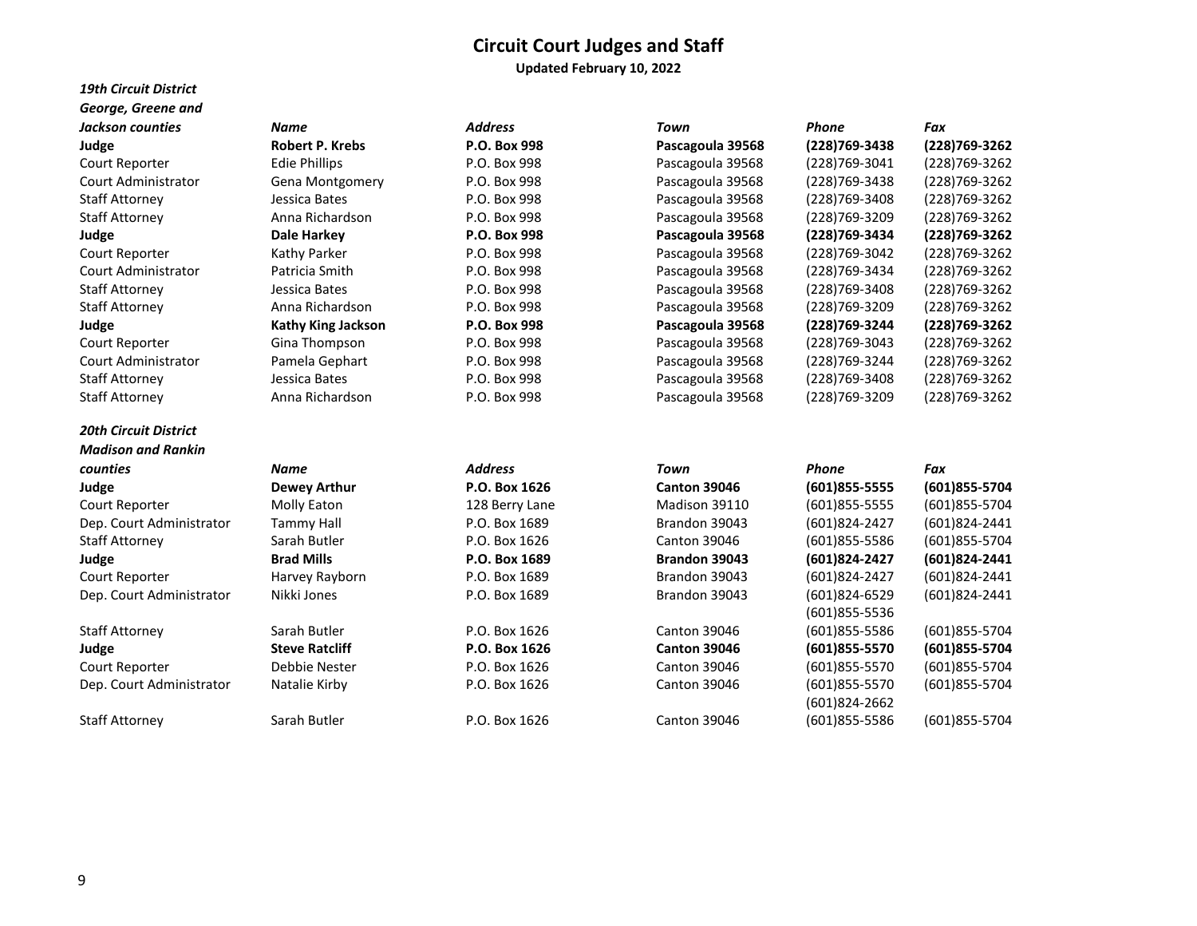# Circuit Court Judges and Staff

**Updated February 10, 2022**

| *19th Circuit District George, Greene and Jackson counties* | *Name* | *Address* | *Town* | *Phone* | *Fax* |
|---|---|---|---|---|---|
| **Judge** | **Robert P. Krebs** | **P.O. Box 998** | **Pascagoula 39568** | **(228)769-3438** | **(228)769-3262** |
| Court Reporter | Edie Phillips | P.O. Box 998 | Pascagoula 39568 | (228)769-3041 | (228)769-3262 |
| Court Administrator | Gena Montgomery | P.O. Box 998 | Pascagoula 39568 | (228)769-3438 | (228)769-3262 |
| Staff Attorney | Jessica Bates | P.O. Box 998 | Pascagoula 39568 | (228)769-3408 | (228)769-3262 |
| Staff Attorney | Anna Richardson | P.O. Box 998 | Pascagoula 39568 | (228)769-3209 | (228)769-3262 |
| **Judge** | **Dale Harkey** | **P.O. Box 998** | **Pascagoula 39568** | **(228)769-3434** | **(228)769-3262** |
| Court Reporter | Kathy Parker | P.O. Box 998 | Pascagoula 39568 | (228)769-3042 | (228)769-3262 |
| Court Administrator | Patricia Smith | P.O. Box 998 | Pascagoula 39568 | (228)769-3434 | (228)769-3262 |
| Staff Attorney | Jessica Bates | P.O. Box 998 | Pascagoula 39568 | (228)769-3408 | (228)769-3262 |
| Staff Attorney | Anna Richardson | P.O. Box 998 | Pascagoula 39568 | (228)769-3209 | (228)769-3262 |
| **Judge** | **Kathy King Jackson** | **P.O. Box 998** | **Pascagoula 39568** | **(228)769-3244** | **(228)769-3262** |
| Court Reporter | Gina Thompson | P.O. Box 998 | Pascagoula 39568 | (228)769-3043 | (228)769-3262 |
| Court Administrator | Pamela Gephart | P.O. Box 998 | Pascagoula 39568 | (228)769-3244 | (228)769-3262 |
| Staff Attorney | Jessica Bates | P.O. Box 998 | Pascagoula 39568 | (228)769-3408 | (228)769-3262 |
| Staff Attorney | Anna Richardson | P.O. Box 998 | Pascagoula 39568 | (228)769-3209 | (228)769-3262 |

| *20th Circuit District Madison and Rankin counties* | *Name* | *Address* | *Town* | *Phone* | *Fax* |
|---|---|---|---|---|---|
| **Judge** | **Dewey Arthur** | **P.O. Box 1626** | **Canton 39046** | **(601)855-5555** | **(601)855-5704** |
| Court Reporter | Molly Eaton | 128 Berry Lane | Madison 39110 | (601)855-5555 | (601)855-5704 |
| Dep. Court Administrator | Tammy Hall | P.O. Box 1689 | Brandon 39043 | (601)824-2427 | (601)824-2441 |
| Staff Attorney | Sarah Butler | P.O. Box 1626 | Canton 39046 | (601)855-5586 | (601)855-5704 |
| **Judge** | **Brad Mills** | **P.O. Box 1689** | **Brandon 39043** | **(601)824-2427** | **(601)824-2441** |
| Court Reporter | Harvey Rayborn | P.O. Box 1689 | Brandon 39043 | (601)824-2427 | (601)824-2441 |
| Dep. Court Administrator | Nikki Jones | P.O. Box 1689 | Brandon 39043 | (601)824-6529 (601)855-5536 | (601)824-2441 |
| Staff Attorney | Sarah Butler | P.O. Box 1626 | Canton 39046 | (601)855-5586 | (601)855-5704 |
| **Judge** | **Steve Ratcliff** | **P.O. Box 1626** | **Canton 39046** | **(601)855-5570** | **(601)855-5704** |
| Court Reporter | Debbie Nester | P.O. Box 1626 | Canton 39046 | (601)855-5570 | (601)855-5704 |
| Dep. Court Administrator | Natalie Kirby | P.O. Box 1626 | Canton 39046 | (601)855-5570 (601)824-2662 | (601)855-5704 |
| Staff Attorney | Sarah Butler | P.O. Box 1626 | Canton 39046 | (601)855-5586 | (601)855-5704 |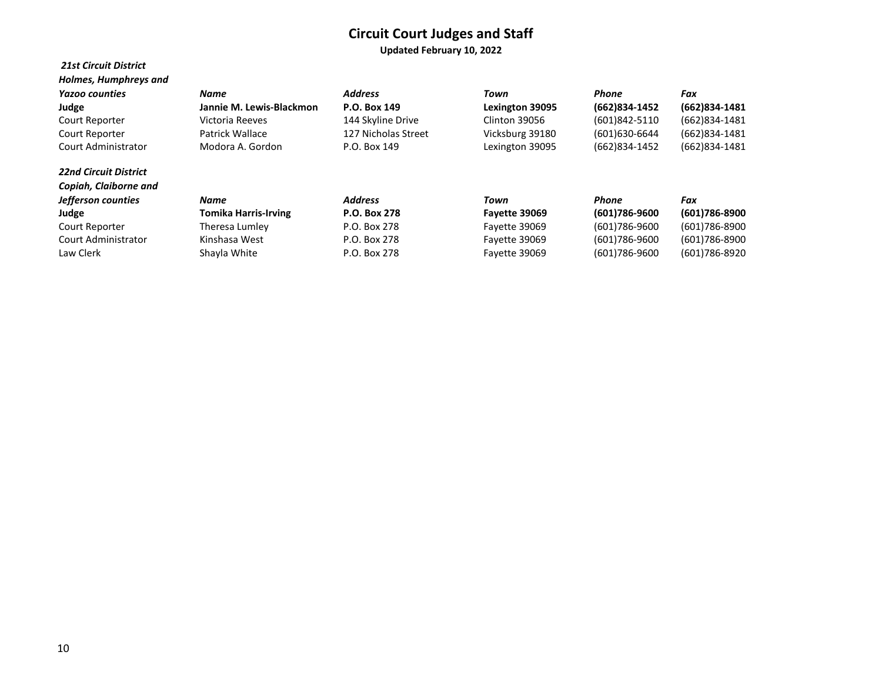# Circuit Court Judges and Staff

**Updated February 10, 2022**

| *21st Circuit District Holmes, Humphreys and Yazoo counties* | *Name* | *Address* | *Town* | *Phone* | *Fax* |
|---|---|---|---|---|---|
| **Judge** | **Jannie M. Lewis-Blackmon** | **P.O. Box 149** | **Lexington 39095** | **(662)834-1452** | **(662)834-1481** |
| Court Reporter | Victoria Reeves | 144 Skyline Drive | Clinton 39056 | (601)842-5110 | (662)834-1481 |
| Court Reporter | Patrick Wallace | 127 Nicholas Street | Vicksburg 39180 | (601)630-6644 | (662)834-1481 |
| Court Administrator | Modora A. Gordon | P.O. Box 149 | Lexington 39095 | (662)834-1452 | (662)834-1481 |

| *22nd Circuit District Copiah, Claiborne and Jefferson counties* | *Name* | *Address* | *Town* | *Phone* | *Fax* |
|---|---|---|---|---|---|
| **Judge** | **Tomika Harris-Irving** | **P.O. Box 278** | **Fayette 39069** | **(601)786-9600** | **(601)786-8900** |
| Court Reporter | Theresa Lumley | P.O. Box 278 | Fayette 39069 | (601)786-9600 | (601)786-8900 |
| Court Administrator | Kinshasa West | P.O. Box 278 | Fayette 39069 | (601)786-9600 | (601)786-8900 |
| Law Clerk | Shayla White | P.O. Box 278 | Fayette 39069 | (601)786-9600 | (601)786-8920 |